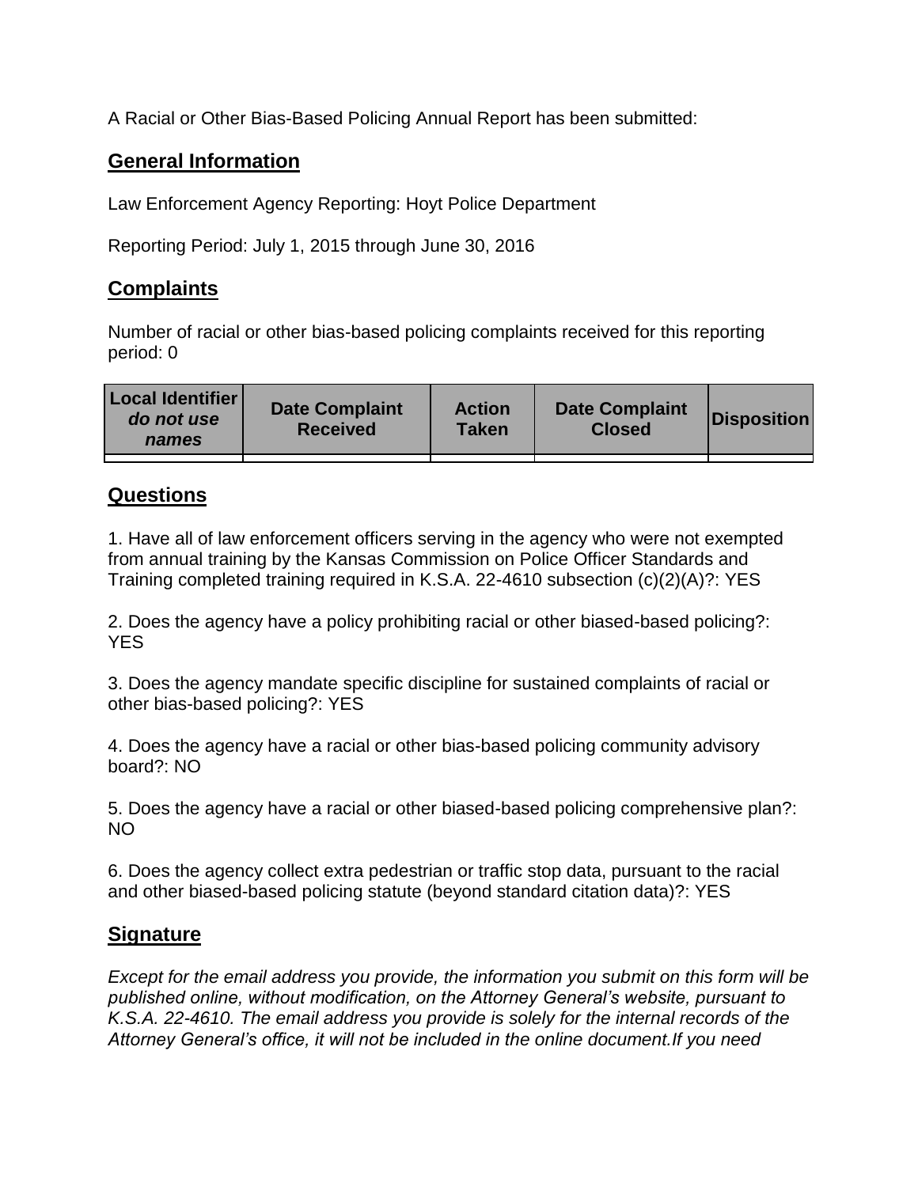A Racial or Other Bias-Based Policing Annual Report has been submitted:

## General Information

Law Enforcement Agency Reporting: Hoyt Police Department

Reporting Period: July 1, 2015 through June 30, 2016

## Complaints

Number of racial or other bias-based policing complaints received for this reporting period: 0

| Local Identifier *do not use names* | Date Complaint Received | Action Taken | Date Complaint Closed | Disposition |
|---|---|---|---|---|
| | | | | |

## Questions

1. Have all of law enforcement officers serving in the agency who were not exempted from annual training by the Kansas Commission on Police Officer Standards and Training completed training required in K.S.A. 22-4610 subsection (c)(2)(A)?: YES

2. Does the agency have a policy prohibiting racial or other biased-based policing?: YES

3. Does the agency mandate specific discipline for sustained complaints of racial or other bias-based policing?: YES

4. Does the agency have a racial or other bias-based policing community advisory board?: NO

5. Does the agency have a racial or other biased-based policing comprehensive plan?: NO

6. Does the agency collect extra pedestrian or traffic stop data, pursuant to the racial and other biased-based policing statute (beyond standard citation data)?: YES

## Signature

*Except for the email address you provide, the information you submit on this form will be published online, without modification, on the Attorney General's website, pursuant to K.S.A. 22-4610. The email address you provide is solely for the internal records of the Attorney General's office, it will not be included in the online document.If you need*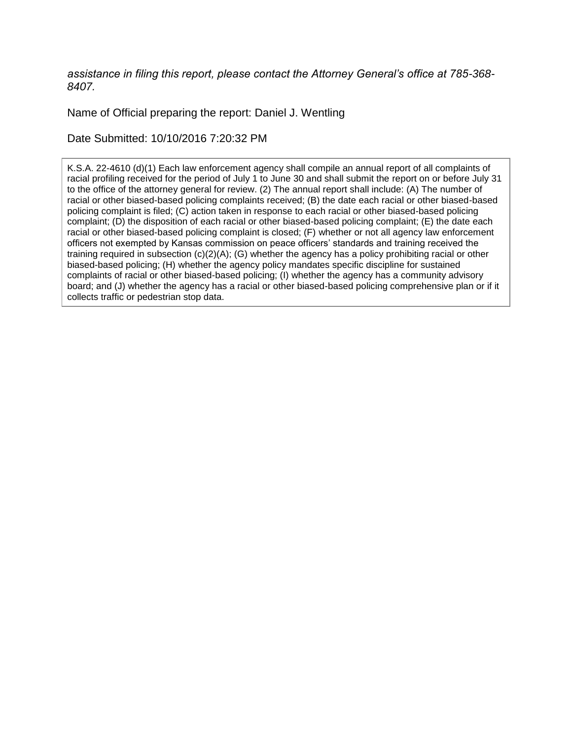*assistance in filing this report, please contact the Attorney General's office at 785-368-8407.*

Name of Official preparing the report: Daniel J. Wentling

Date Submitted: 10/10/2016 7:20:32 PM

K.S.A. 22-4610 (d)(1) Each law enforcement agency shall compile an annual report of all complaints of racial profiling received for the period of July 1 to June 30 and shall submit the report on or before July 31 to the office of the attorney general for review. (2) The annual report shall include: (A) The number of racial or other biased-based policing complaints received; (B) the date each racial or other biased-based policing complaint is filed; (C) action taken in response to each racial or other biased-based policing complaint; (D) the disposition of each racial or other biased-based policing complaint; (E) the date each racial or other biased-based policing complaint is closed; (F) whether or not all agency law enforcement officers not exempted by Kansas commission on peace officers' standards and training received the training required in subsection (c)(2)(A); (G) whether the agency has a policy prohibiting racial or other biased-based policing; (H) whether the agency policy mandates specific discipline for sustained complaints of racial or other biased-based policing; (I) whether the agency has a community advisory board; and (J) whether the agency has a racial or other biased-based policing comprehensive plan or if it collects traffic or pedestrian stop data.